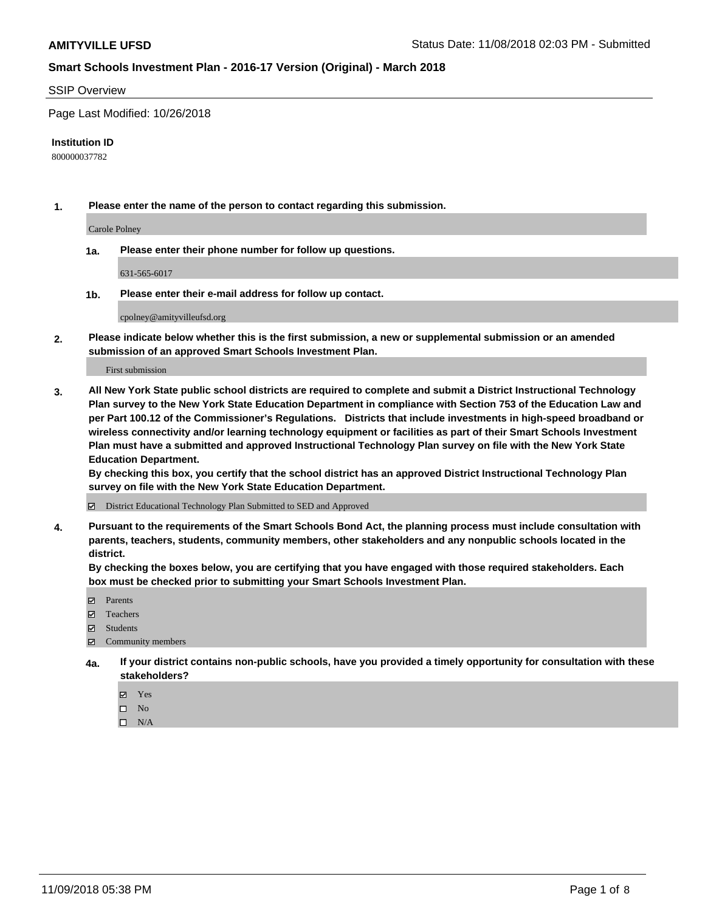**AMITYVILLE UFSD** Status Date: 11/08/2018 02:03 PM - Submitted

## Smart Schools Investment Plan - 2016-17 Version (Original) - March 2018

SSIP Overview

Page Last Modified: 10/26/2018

**Institution ID**

800000037782

**1. Please enter the name of the person to contact regarding this submission.**

Carole Polney

**1a. Please enter their phone number for follow up questions.**

631-565-6017

**1b. Please enter their e-mail address for follow up contact.**

cpolney@amityvilleufsd.org

**2. Please indicate below whether this is the first submission, a new or supplemental submission or an amended submission of an approved Smart Schools Investment Plan.**

First submission

**3. All New York State public school districts are required to complete and submit a District Instructional Technology Plan survey to the New York State Education Department in compliance with Section 753 of the Education Law and per Part 100.12 of the Commissioner's Regulations. Districts that include investments in high-speed broadband or wireless connectivity and/or learning technology equipment or facilities as part of their Smart Schools Investment Plan must have a submitted and approved Instructional Technology Plan survey on file with the New York State Education Department.**
**By checking this box, you certify that the school district has an approved District Instructional Technology Plan survey on file with the New York State Education Department.**

- [x] District Educational Technology Plan Submitted to SED and Approved

**4. Pursuant to the requirements of the Smart Schools Bond Act, the planning process must include consultation with parents, teachers, students, community members, other stakeholders and any nonpublic schools located in the district.**
**By checking the boxes below, you are certifying that you have engaged with those required stakeholders. Each box must be checked prior to submitting your Smart Schools Investment Plan.**

- [x] Parents
- [x] Teachers
- [x] Students
- [x] Community members

**4a. If your district contains non-public schools, have you provided a timely opportunity for consultation with these stakeholders?**

- [x] Yes
- [ ] No
- [ ] N/A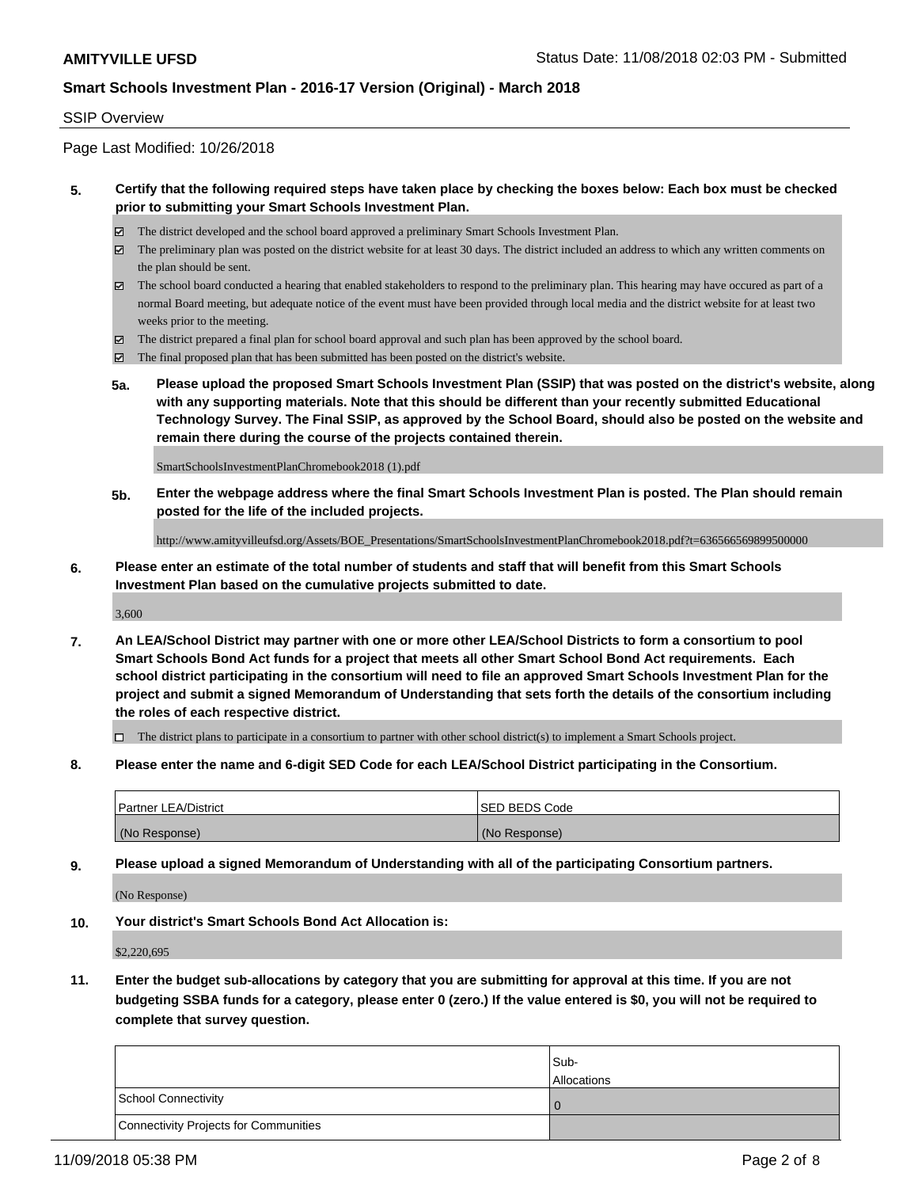**AMITYVILLE UFSD** Status Date: 11/08/2018 02:03 PM - Submitted

**Smart Schools Investment Plan - 2016-17 Version (Original) - March 2018**

SSIP Overview

Page Last Modified: 10/26/2018

**5. Certify that the following required steps have taken place by checking the boxes below: Each box must be checked prior to submitting your Smart Schools Investment Plan.**

- ☑ The district developed and the school board approved a preliminary Smart Schools Investment Plan.
- ☑ The preliminary plan was posted on the district website for at least 30 days. The district included an address to which any written comments on the plan should be sent.
- ☑ The school board conducted a hearing that enabled stakeholders to respond to the preliminary plan. This hearing may have occured as part of a normal Board meeting, but adequate notice of the event must have been provided through local media and the district website for at least two weeks prior to the meeting.
- ☑ The district prepared a final plan for school board approval and such plan has been approved by the school board.
- ☑ The final proposed plan that has been submitted has been posted on the district's website.

**5a. Please upload the proposed Smart Schools Investment Plan (SSIP) that was posted on the district's website, along with any supporting materials. Note that this should be different than your recently submitted Educational Technology Survey. The Final SSIP, as approved by the School Board, should also be posted on the website and remain there during the course of the projects contained therein.**

SmartSchoolsInvestmentPlanChromebook2018 (1).pdf

**5b. Enter the webpage address where the final Smart Schools Investment Plan is posted. The Plan should remain posted for the life of the included projects.**

http://www.amityvilleufsd.org/Assets/BOE_Presentations/SmartSchoolsInvestmentPlanChromebook2018.pdf?t=636566569899500000

**6. Please enter an estimate of the total number of students and staff that will benefit from this Smart Schools Investment Plan based on the cumulative projects submitted to date.**

3,600

**7. An LEA/School District may partner with one or more other LEA/School Districts to form a consortium to pool Smart Schools Bond Act funds for a project that meets all other Smart School Bond Act requirements. Each school district participating in the consortium will need to file an approved Smart Schools Investment Plan for the project and submit a signed Memorandum of Understanding that sets forth the details of the consortium including the roles of each respective district.**

- ☐ The district plans to participate in a consortium to partner with other school district(s) to implement a Smart Schools project.

**8. Please enter the name and 6-digit SED Code for each LEA/School District participating in the Consortium.**

| Partner LEA/District | SED BEDS Code |
| --- | --- |
| (No Response) | (No Response) |

**9. Please upload a signed Memorandum of Understanding with all of the participating Consortium partners.**

(No Response)

**10. Your district's Smart Schools Bond Act Allocation is:**

$2,220,695

**11. Enter the budget sub-allocations by category that you are submitting for approval at this time. If you are not budgeting SSBA funds for a category, please enter 0 (zero.) If the value entered is $0, you will not be required to complete that survey question.**

| | Sub-Allocations |
| --- | --- |
| School Connectivity | 0 |
| Connectivity Projects for Communities | |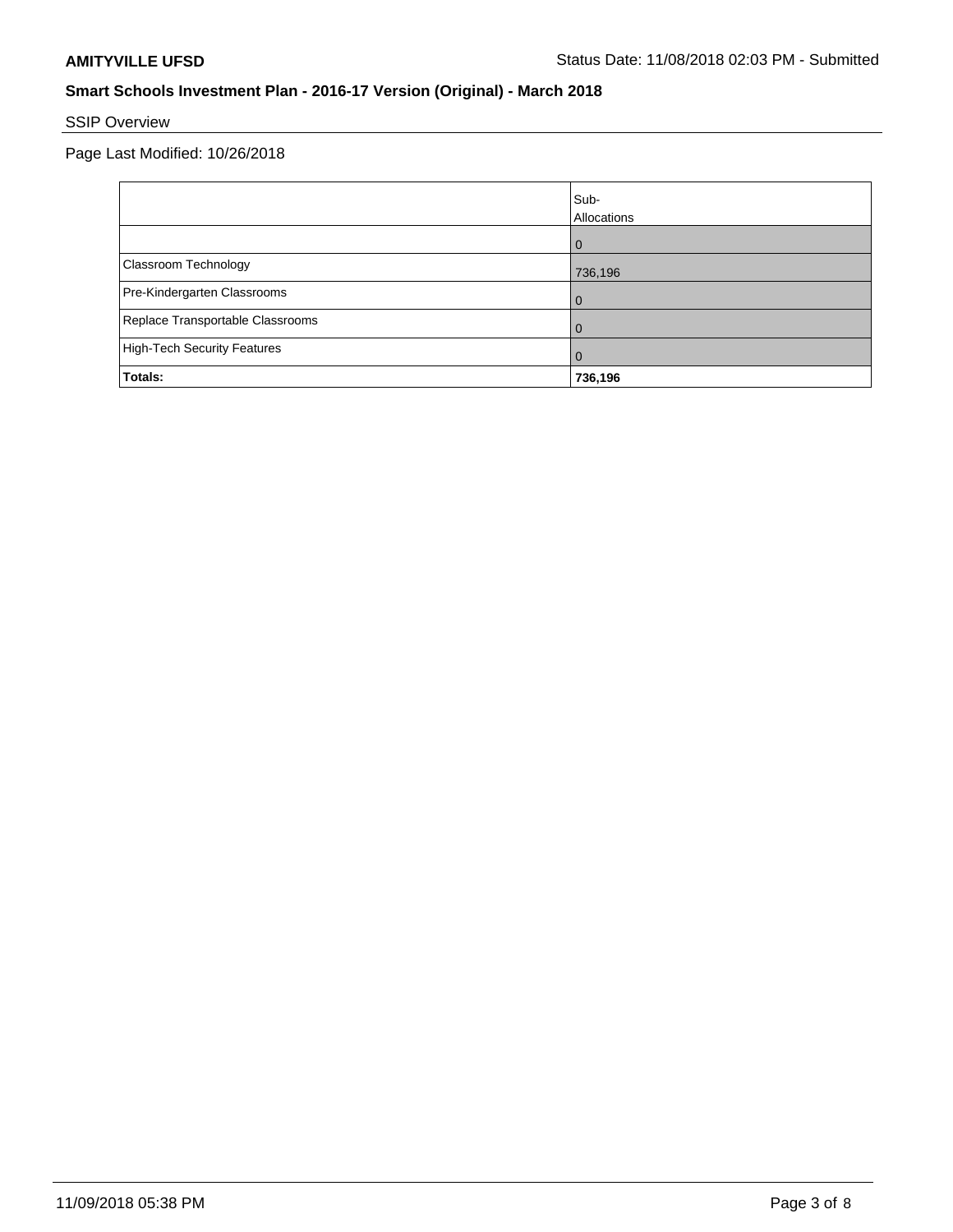**AMITYVILLE UFSD** Status Date: 11/08/2018 02:03 PM - Submitted

## Smart Schools Investment Plan - 2016-17 Version (Original) - March 2018

SSIP Overview

Page Last Modified: 10/26/2018

| | Sub-Allocations |
|---|---|
| | 0 |
| Classroom Technology | 736,196 |
| Pre-Kindergarten Classrooms | 0 |
| Replace Transportable Classrooms | 0 |
| High-Tech Security Features | 0 |
| **Totals:** | **736,196** |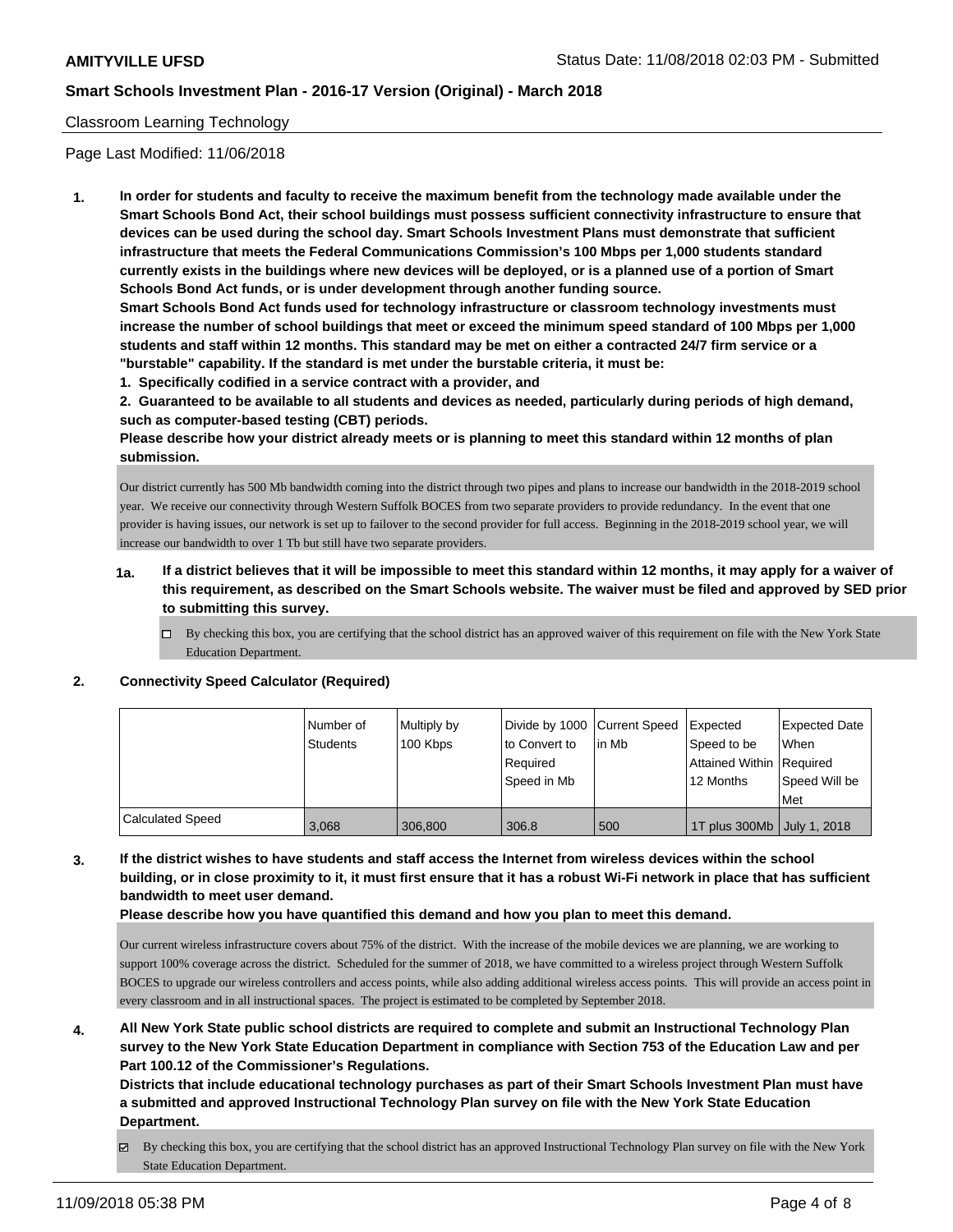Classroom Learning Technology

Page Last Modified: 11/06/2018

**1. In order for students and faculty to receive the maximum benefit from the technology made available under the Smart Schools Bond Act, their school buildings must possess sufficient connectivity infrastructure to ensure that devices can be used during the school day. Smart Schools Investment Plans must demonstrate that sufficient infrastructure that meets the Federal Communications Commission's 100 Mbps per 1,000 students standard currently exists in the buildings where new devices will be deployed, or is a planned use of a portion of Smart Schools Bond Act funds, or is under development through another funding source.**

**Smart Schools Bond Act funds used for technology infrastructure or classroom technology investments must increase the number of school buildings that meet or exceed the minimum speed standard of 100 Mbps per 1,000 students and staff within 12 months. This standard may be met on either a contracted 24/7 firm service or a "burstable" capability. If the standard is met under the burstable criteria, it must be:**

**1. Specifically codified in a service contract with a provider, and**

**2. Guaranteed to be available to all students and devices as needed, particularly during periods of high demand, such as computer-based testing (CBT) periods.**

**Please describe how your district already meets or is planning to meet this standard within 12 months of plan submission.**

Our district currently has 500 Mb bandwidth coming into the district through two pipes and plans to increase our bandwidth in the 2018-2019 school year. We receive our connectivity through Western Suffolk BOCES from two separate providers to provide redundancy. In the event that one provider is having issues, our network is set up to failover to the second provider for full access. Beginning in the 2018-2019 school year, we will increase our bandwidth to over 1 Tb but still have two separate providers.

**1a. If a district believes that it will be impossible to meet this standard within 12 months, it may apply for a waiver of this requirement, as described on the Smart Schools website. The waiver must be filed and approved by SED prior to submitting this survey.**

☐ By checking this box, you are certifying that the school district has an approved waiver of this requirement on file with the New York State Education Department.

**2. Connectivity Speed Calculator (Required)**

| | Number of Students | Multiply by 100 Kbps | Divide by 1000 to Convert to Required Speed in Mb | Current Speed in Mb | Expected Speed to be Attained Within 12 Months | Expected Date When Required Speed Will be Met |
|---|---|---|---|---|---|---|
| Calculated Speed | 3,068 | 306,800 | 306.8 | 500 | 1T plus 300Mb | July 1, 2018 |

**3. If the district wishes to have students and staff access the Internet from wireless devices within the school building, or in close proximity to it, it must first ensure that it has a robust Wi-Fi network in place that has sufficient bandwidth to meet user demand.**

**Please describe how you have quantified this demand and how you plan to meet this demand.**

Our current wireless infrastructure covers about 75% of the district. With the increase of the mobile devices we are planning, we are working to support 100% coverage across the district. Scheduled for the summer of 2018, we have committed to a wireless project through Western Suffolk BOCES to upgrade our wireless controllers and access points, while also adding additional wireless access points. This will provide an access point in every classroom and in all instructional spaces. The project is estimated to be completed by September 2018.

**4. All New York State public school districts are required to complete and submit an Instructional Technology Plan survey to the New York State Education Department in compliance with Section 753 of the Education Law and per Part 100.12 of the Commissioner's Regulations.**

**Districts that include educational technology purchases as part of their Smart Schools Investment Plan must have a submitted and approved Instructional Technology Plan survey on file with the New York State Education Department.**

☑ By checking this box, you are certifying that the school district has an approved Instructional Technology Plan survey on file with the New York State Education Department.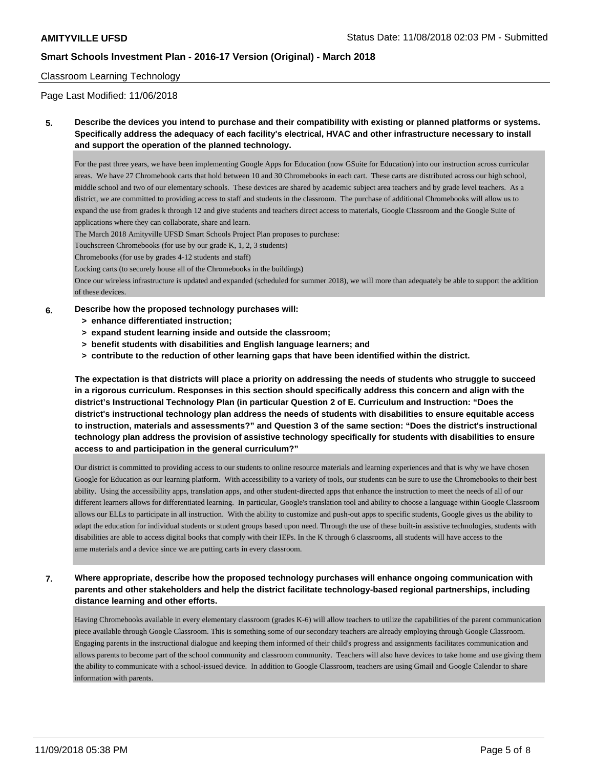Classroom Learning Technology

Page Last Modified: 11/06/2018

**5. Describe the devices you intend to purchase and their compatibility with existing or planned platforms or systems. Specifically address the adequacy of each facility's electrical, HVAC and other infrastructure necessary to install and support the operation of the planned technology.**

For the past three years, we have been implementing Google Apps for Education (now GSuite for Education) into our instruction across curricular areas. We have 27 Chromebook carts that hold between 10 and 30 Chromebooks in each cart. These carts are distributed across our high school, middle school and two of our elementary schools. These devices are shared by academic subject area teachers and by grade level teachers. As a district, we are committed to providing access to staff and students in the classroom. The purchase of additional Chromebooks will allow us to expand the use from grades k through 12 and give students and teachers direct access to materials, Google Classroom and the Google Suite of applications where they can collaborate, share and learn.

The March 2018 Amityville UFSD Smart Schools Project Plan proposes to purchase:

Touchscreen Chromebooks (for use by our grade K, 1, 2, 3 students)

Chromebooks (for use by grades 4-12 students and staff)

Locking carts (to securely house all of the Chromebooks in the buildings)

Once our wireless infrastructure is updated and expanded (scheduled for summer 2018), we will more than adequately be able to support the addition of these devices.

**6. Describe how the proposed technology purchases will:**
- **> enhance differentiated instruction;**
- **> expand student learning inside and outside the classroom;**
- **> benefit students with disabilities and English language learners; and**
- **> contribute to the reduction of other learning gaps that have been identified within the district.**

**The expectation is that districts will place a priority on addressing the needs of students who struggle to succeed in a rigorous curriculum. Responses in this section should specifically address this concern and align with the district's Instructional Technology Plan (in particular Question 2 of E. Curriculum and Instruction: "Does the district's instructional technology plan address the needs of students with disabilities to ensure equitable access to instruction, materials and assessments?" and Question 3 of the same section: "Does the district's instructional technology plan address the provision of assistive technology specifically for students with disabilities to ensure access to and participation in the general curriculum?"**

Our district is committed to providing access to our students to online resource materials and learning experiences and that is why we have chosen Google for Education as our learning platform. With accessibility to a variety of tools, our students can be sure to use the Chromebooks to their best ability. Using the accessibility apps, translation apps, and other student-directed apps that enhance the instruction to meet the needs of all of our different learners allows for differentiated learning. In particular, Google's translation tool and ability to choose a language within Google Classroom allows our ELLs to participate in all instruction. With the ability to customize and push-out apps to specific students, Google gives us the ability to adapt the education for individual students or student groups based upon need. Through the use of these built-in assistive technologies, students with disabilities are able to access digital books that comply with their IEPs. In the K through 6 classrooms, all students will have access to the ame materials and a device since we are putting carts in every classroom.

**7. Where appropriate, describe how the proposed technology purchases will enhance ongoing communication with parents and other stakeholders and help the district facilitate technology-based regional partnerships, including distance learning and other efforts.**

Having Chromebooks available in every elementary classroom (grades K-6) will allow teachers to utilize the capabilities of the parent communication piece available through Google Classroom. This is something some of our secondary teachers are already employing through Google Classroom. Engaging parents in the instructional dialogue and keeping them informed of their child's progress and assignments facilitates communication and allows parents to become part of the school community and classroom community. Teachers will also have devices to take home and use giving them the ability to communicate with a school-issued device. In addition to Google Classroom, teachers are using Gmail and Google Calendar to share information with parents.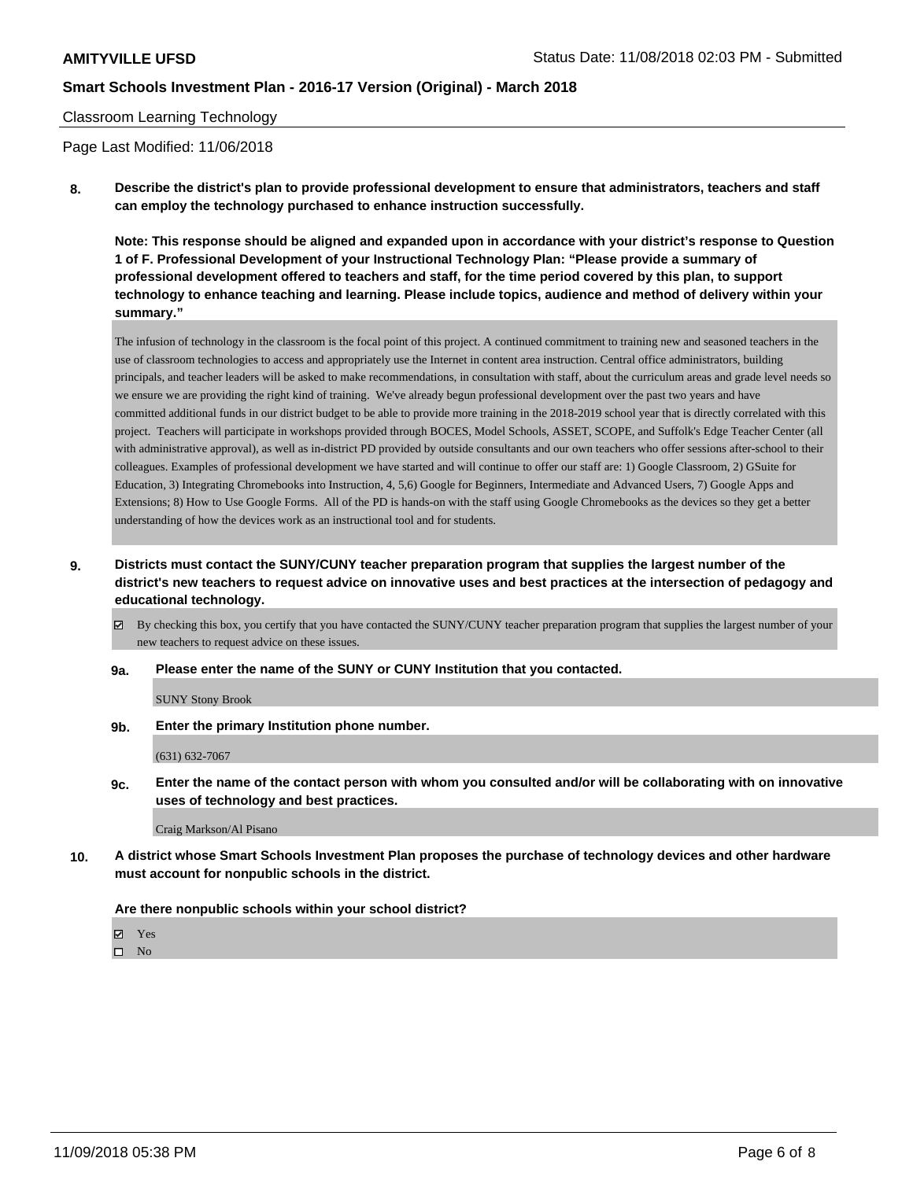Classroom Learning Technology

Page Last Modified: 11/06/2018

**8. Describe the district's plan to provide professional development to ensure that administrators, teachers and staff can employ the technology purchased to enhance instruction successfully.**

**Note: This response should be aligned and expanded upon in accordance with your district's response to Question 1 of F. Professional Development of your Instructional Technology Plan: "Please provide a summary of professional development offered to teachers and staff, for the time period covered by this plan, to support technology to enhance teaching and learning. Please include topics, audience and method of delivery within your summary."**

The infusion of technology in the classroom is the focal point of this project. A continued commitment to training new and seasoned teachers in the use of classroom technologies to access and appropriately use the Internet in content area instruction. Central office administrators, building principals, and teacher leaders will be asked to make recommendations, in consultation with staff, about the curriculum areas and grade level needs so we ensure we are providing the right kind of training. We've already begun professional development over the past two years and have committed additional funds in our district budget to be able to provide more training in the 2018-2019 school year that is directly correlated with this project. Teachers will participate in workshops provided through BOCES, Model Schools, ASSET, SCOPE, and Suffolk's Edge Teacher Center (all with administrative approval), as well as in-district PD provided by outside consultants and our own teachers who offer sessions after-school to their colleagues. Examples of professional development we have started and will continue to offer our staff are: 1) Google Classroom, 2) GSuite for Education, 3) Integrating Chromebooks into Instruction, 4, 5,6) Google for Beginners, Intermediate and Advanced Users, 7) Google Apps and Extensions; 8) How to Use Google Forms. All of the PD is hands-on with the staff using Google Chromebooks as the devices so they get a better understanding of how the devices work as an instructional tool and for students.

**9. Districts must contact the SUNY/CUNY teacher preparation program that supplies the largest number of the district's new teachers to request advice on innovative uses and best practices at the intersection of pedagogy and educational technology.**

☑ By checking this box, you certify that you have contacted the SUNY/CUNY teacher preparation program that supplies the largest number of your new teachers to request advice on these issues.

**9a. Please enter the name of the SUNY or CUNY Institution that you contacted.**

SUNY Stony Brook

**9b. Enter the primary Institution phone number.**

(631) 632-7067

**9c. Enter the name of the contact person with whom you consulted and/or will be collaborating with on innovative uses of technology and best practices.**

Craig Markson/Al Pisano

**10. A district whose Smart Schools Investment Plan proposes the purchase of technology devices and other hardware must account for nonpublic schools in the district.**

**Are there nonpublic schools within your school district?**

☑ Yes
☐ No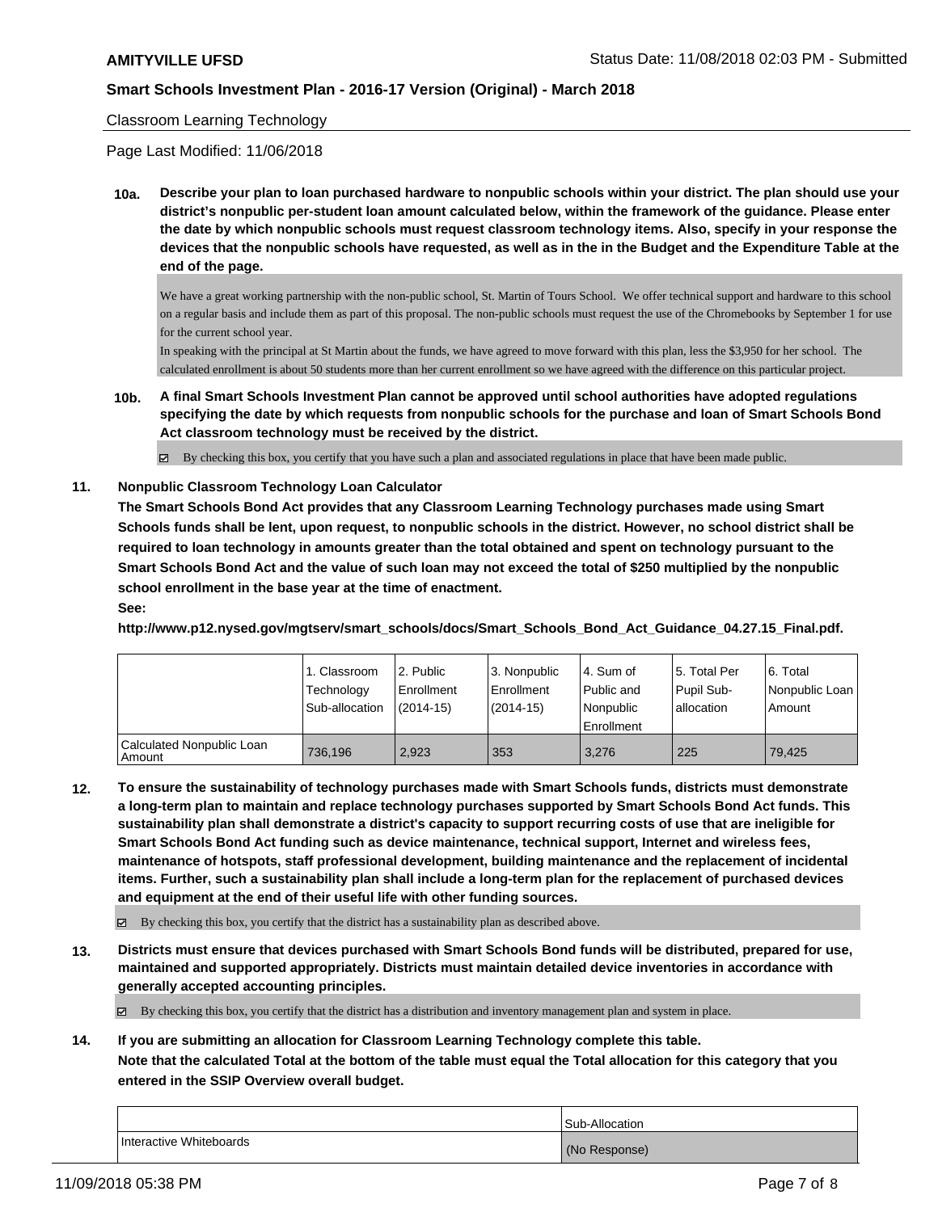Classroom Learning Technology

Page Last Modified: 11/06/2018

**10a. Describe your plan to loan purchased hardware to nonpublic schools within your district. The plan should use your district's nonpublic per-student loan amount calculated below, within the framework of the guidance. Please enter the date by which nonpublic schools must request classroom technology items. Also, specify in your response the devices that the nonpublic schools have requested, as well as in the in the Budget and the Expenditure Table at the end of the page.**

We have a great working partnership with the non-public school, St. Martin of Tours School. We offer technical support and hardware to this school on a regular basis and include them as part of this proposal. The non-public schools must request the use of the Chromebooks by September 1 for use for the current school year.
In speaking with the principal at St Martin about the funds, we have agreed to move forward with this plan, less the $3,950 for her school. The calculated enrollment is about 50 students more than her current enrollment so we have agreed with the difference on this particular project.

**10b. A final Smart Schools Investment Plan cannot be approved until school authorities have adopted regulations specifying the date by which requests from nonpublic schools for the purchase and loan of Smart Schools Bond Act classroom technology must be received by the district.**

☑ By checking this box, you certify that you have such a plan and associated regulations in place that have been made public.

**11. Nonpublic Classroom Technology Loan Calculator**

**The Smart Schools Bond Act provides that any Classroom Learning Technology purchases made using Smart Schools funds shall be lent, upon request, to nonpublic schools in the district. However, no school district shall be required to loan technology in amounts greater than the total obtained and spent on technology pursuant to the Smart Schools Bond Act and the value of such loan may not exceed the total of $250 multiplied by the nonpublic school enrollment in the base year at the time of enactment.**

**See:**

**http://www.p12.nysed.gov/mgtserv/smart_schools/docs/Smart_Schools_Bond_Act_Guidance_04.27.15_Final.pdf.**

| | 1. Classroom Technology Sub-allocation | 2. Public Enrollment (2014-15) | 3. Nonpublic Enrollment (2014-15) | 4. Sum of Public and Nonpublic Enrollment | 5. Total Per Pupil Sub-allocation | 6. Total Nonpublic Loan Amount |
|---|---|---|---|---|---|---|
| Calculated Nonpublic Loan Amount | 736,196 | 2,923 | 353 | 3,276 | 225 | 79,425 |

**12. To ensure the sustainability of technology purchases made with Smart Schools funds, districts must demonstrate a long-term plan to maintain and replace technology purchases supported by Smart Schools Bond Act funds. This sustainability plan shall demonstrate a district's capacity to support recurring costs of use that are ineligible for Smart Schools Bond Act funding such as device maintenance, technical support, Internet and wireless fees, maintenance of hotspots, staff professional development, building maintenance and the replacement of incidental items. Further, such a sustainability plan shall include a long-term plan for the replacement of purchased devices and equipment at the end of their useful life with other funding sources.**

☑ By checking this box, you certify that the district has a sustainability plan as described above.

**13. Districts must ensure that devices purchased with Smart Schools Bond funds will be distributed, prepared for use, maintained and supported appropriately. Districts must maintain detailed device inventories in accordance with generally accepted accounting principles.**

☑ By checking this box, you certify that the district has a distribution and inventory management plan and system in place.

**14. If you are submitting an allocation for Classroom Learning Technology complete this table.**
**Note that the calculated Total at the bottom of the table must equal the Total allocation for this category that you entered in the SSIP Overview overall budget.**

| | Sub-Allocation |
|---|---|
| Interactive Whiteboards | (No Response) |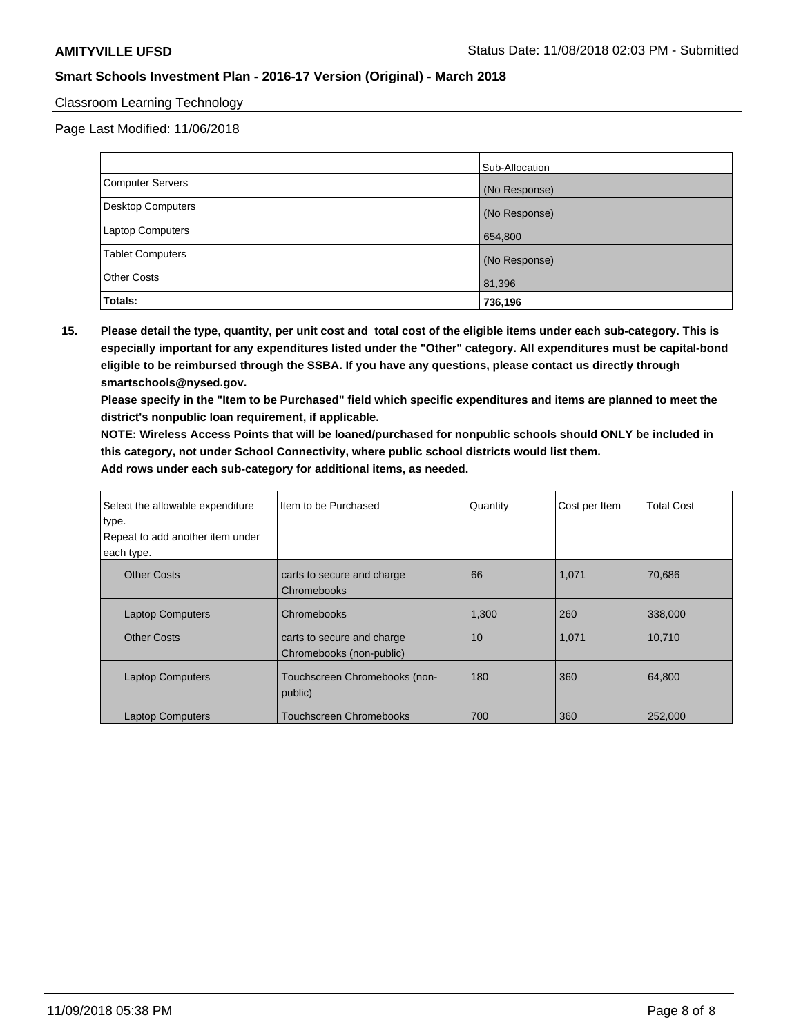**AMITYVILLE UFSD** Status Date: 11/08/2018 02:03 PM - Submitted

**Smart Schools Investment Plan - 2016-17 Version (Original) - March 2018**

Classroom Learning Technology

Page Last Modified: 11/06/2018

| | Sub-Allocation |
|---|---|
| Computer Servers | (No Response) |
| Desktop Computers | (No Response) |
| Laptop Computers | 654,800 |
| Tablet Computers | (No Response) |
| Other Costs | 81,396 |
| **Totals:** | **736,196** |

**15. Please detail the type, quantity, per unit cost and total cost of the eligible items under each sub-category. This is especially important for any expenditures listed under the "Other" category. All expenditures must be capital-bond eligible to be reimbursed through the SSBA. If you have any questions, please contact us directly through smartschools@nysed.gov.**

**Please specify in the "Item to be Purchased" field which specific expenditures and items are planned to meet the district's nonpublic loan requirement, if applicable.**

**NOTE: Wireless Access Points that will be loaned/purchased for nonpublic schools should ONLY be included in this category, not under School Connectivity, where public school districts would list them.**

**Add rows under each sub-category for additional items, as needed.**

| Select the allowable expenditure type. Repeat to add another item under each type. | Item to be Purchased | Quantity | Cost per Item | Total Cost |
|---|---|---|---|---|
| Other Costs | carts to secure and charge Chromebooks | 66 | 1,071 | 70,686 |
| Laptop Computers | Chromebooks | 1,300 | 260 | 338,000 |
| Other Costs | carts to secure and charge Chromebooks (non-public) | 10 | 1,071 | 10,710 |
| Laptop Computers | Touchscreen Chromebooks (non-public) | 180 | 360 | 64,800 |
| Laptop Computers | Touchscreen Chromebooks | 700 | 360 | 252,000 |